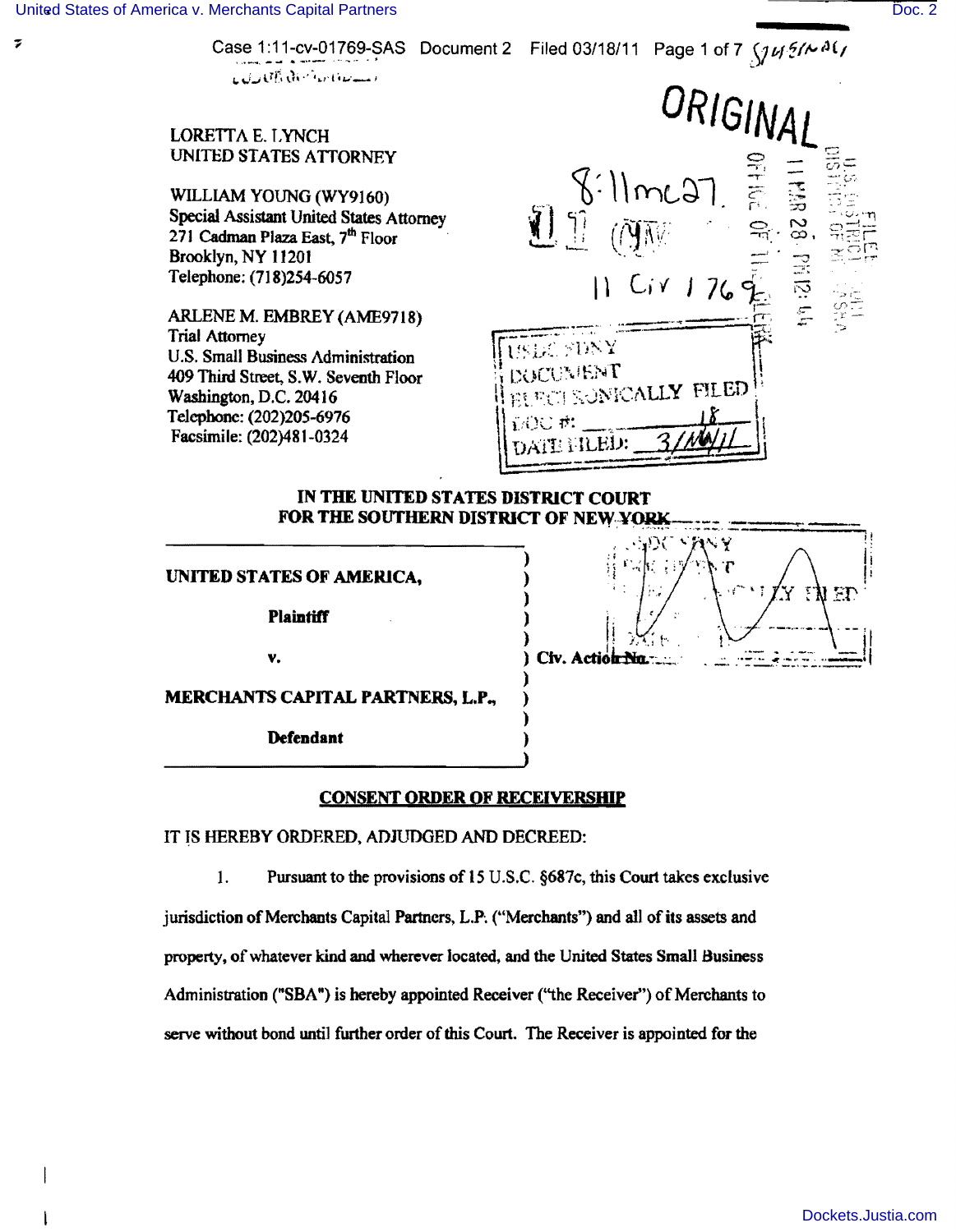LORETTA E. LYNCH
UNITED STATES ATTORNEY

WILLIAM YOUNG (WY9160)
Special Assistant United States Attorney
271 Cadman Plaza East, 7th Floor
Brooklyn, NY 11201
Telephone: (718)254-6057

ARLENE M. EMBREY (AME9718)
Trial Attorney
U.S. Small Business Administration
409 Third Street, S.W. Seventh Floor
Washington, D.C. 20416
Telephone: (202)205-6976
Facsimile: (202)481-0324

ORIGINAL

11 Civ 1769

USDC SDNY
DOCUMENT
ELECTRONICALLY FILED
DOC #: 18
DATE FILED: 3/18/11

**IN THE UNITED STATES DISTRICT COURT**
**FOR THE SOUTHERN DISTRICT OF NEW YORK**

| | |
|---|---|
| **UNITED STATES OF AMERICA,** | ) |
| **Plaintiff** | ) |
| **v.** | ) Civ. Action No. |
| **MERCHANTS CAPITAL PARTNERS, L.P.,** | ) |
| **Defendant** | ) |

**CONSENT ORDER OF RECEIVERSHIP**

IT IS HEREBY ORDERED, ADJUDGED AND DECREED:

1. Pursuant to the provisions of 15 U.S.C. §687c, this Court takes exclusive jurisdiction of Merchants Capital Partners, L.P. ("Merchants") and all of its assets and property, of whatever kind and wherever located, and the United States Small Business Administration ("SBA") is hereby appointed Receiver ("the Receiver") of Merchants to serve without bond until further order of this Court. The Receiver is appointed for the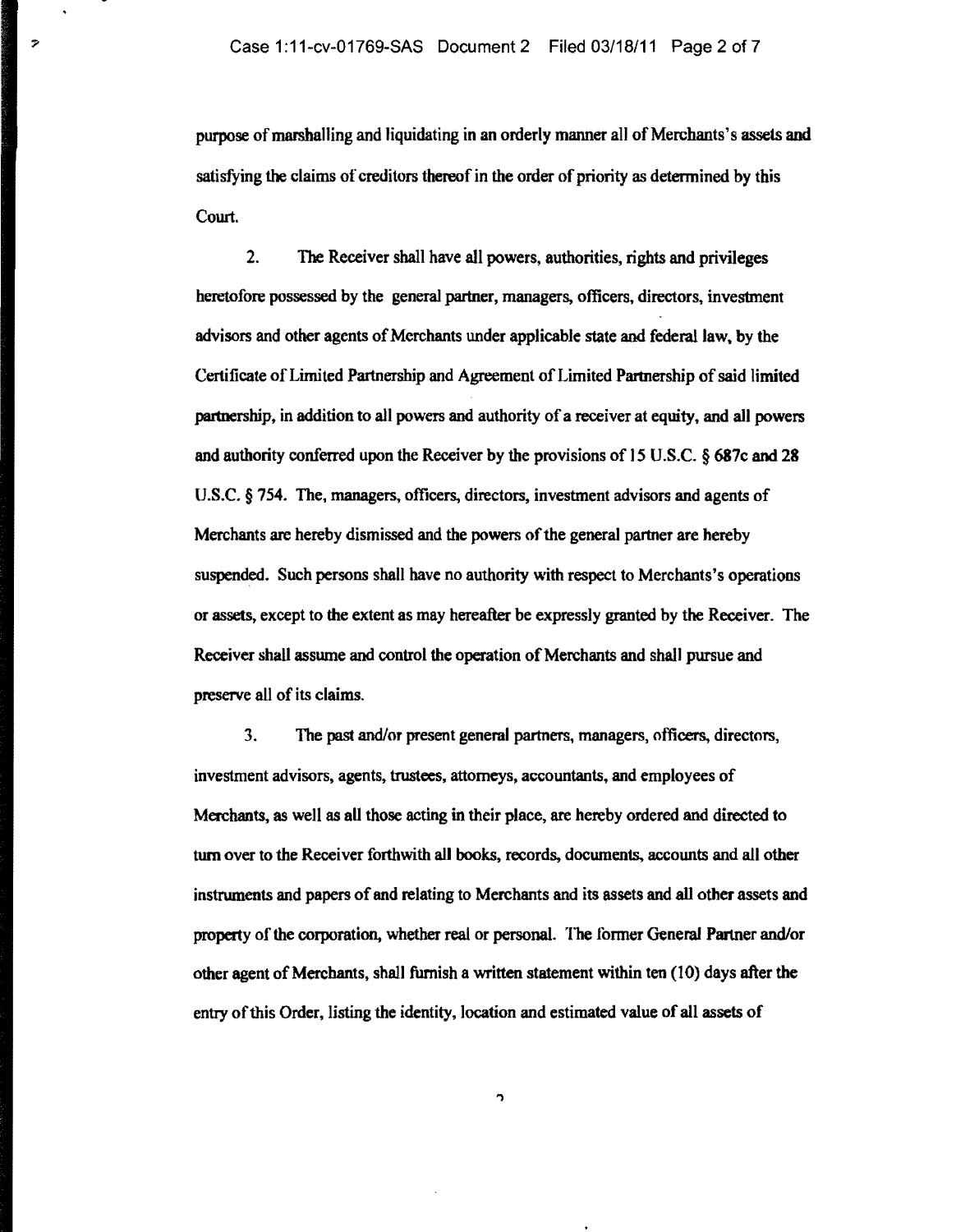purpose of marshalling and liquidating in an orderly manner all of Merchants's assets and satisfying the claims of creditors thereof in the order of priority as determined by this Court.

2. The Receiver shall have all powers, authorities, rights and privileges heretofore possessed by the general partner, managers, officers, directors, investment advisors and other agents of Merchants under applicable state and federal law, by the Certificate of Limited Partnership and Agreement of Limited Partnership of said limited partnership, in addition to all powers and authority of a receiver at equity, and all powers and authority conferred upon the Receiver by the provisions of 15 U.S.C. § 687c and 28 U.S.C. § 754. The, managers, officers, directors, investment advisors and agents of Merchants are hereby dismissed and the powers of the general partner are hereby suspended. Such persons shall have no authority with respect to Merchants's operations or assets, except to the extent as may hereafter be expressly granted by the Receiver. The Receiver shall assume and control the operation of Merchants and shall pursue and preserve all of its claims.

3. The past and/or present general partners, managers, officers, directors, investment advisors, agents, trustees, attorneys, accountants, and employees of Merchants, as well as all those acting in their place, are hereby ordered and directed to turn over to the Receiver forthwith all books, records, documents, accounts and all other instruments and papers of and relating to Merchants and its assets and all other assets and property of the corporation, whether real or personal. The former General Partner and/or other agent of Merchants, shall furnish a written statement within ten (10) days after the entry of this Order, listing the identity, location and estimated value of all assets of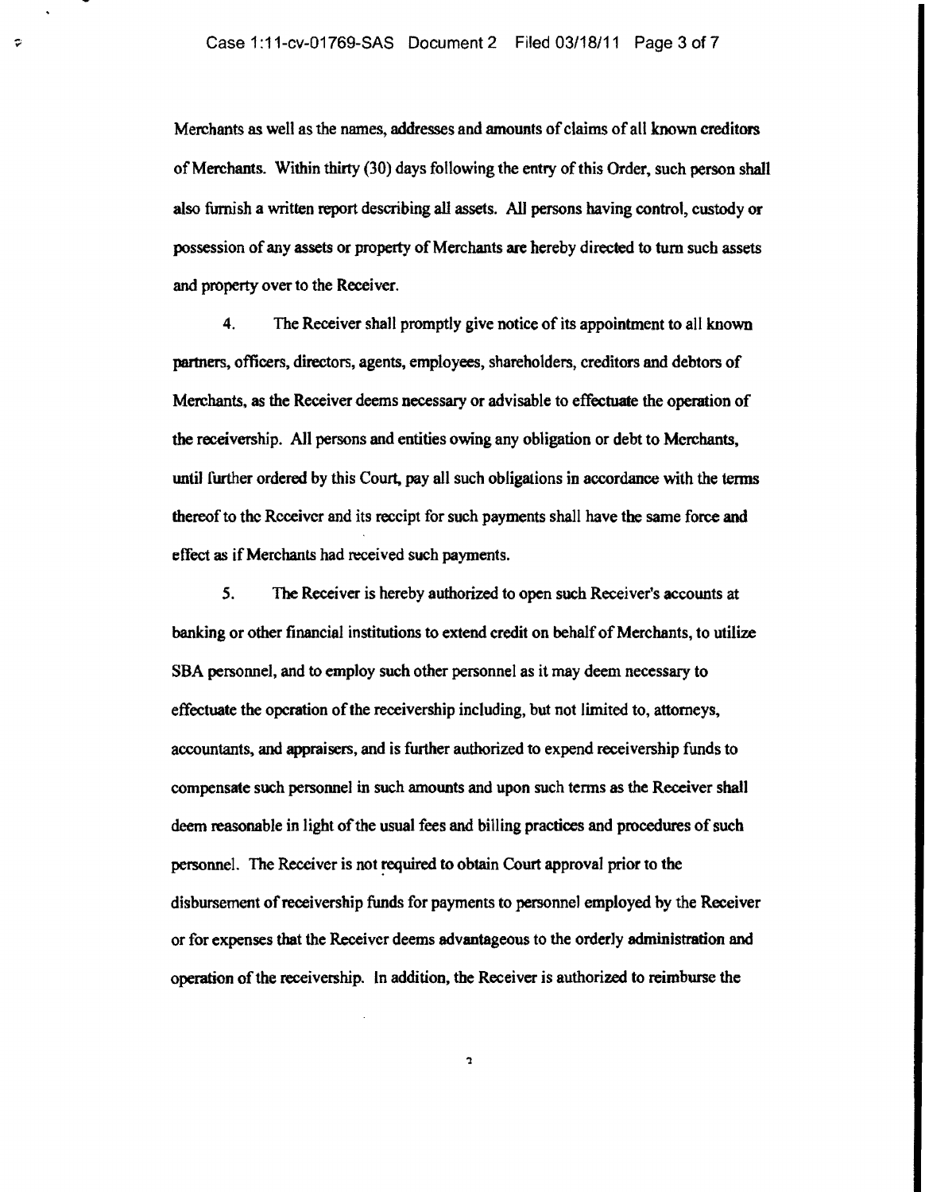Merchants as well as the names, addresses and amounts of claims of all known creditors of Merchants. Within thirty (30) days following the entry of this Order, such person shall also furnish a written report describing all assets. All persons having control, custody or possession of any assets or property of Merchants are hereby directed to turn such assets and property over to the Receiver.

4. The Receiver shall promptly give notice of its appointment to all known partners, officers, directors, agents, employees, shareholders, creditors and debtors of Merchants, as the Receiver deems necessary or advisable to effectuate the operation of the receivership. All persons and entities owing any obligation or debt to Merchants, until further ordered by this Court, pay all such obligations in accordance with the terms thereof to the Receiver and its receipt for such payments shall have the same force and effect as if Merchants had received such payments.

5. The Receiver is hereby authorized to open such Receiver's accounts at banking or other financial institutions to extend credit on behalf of Merchants, to utilize SBA personnel, and to employ such other personnel as it may deem necessary to effectuate the operation of the receivership including, but not limited to, attorneys, accountants, and appraisers, and is further authorized to expend receivership funds to compensate such personnel in such amounts and upon such terms as the Receiver shall deem reasonable in light of the usual fees and billing practices and procedures of such personnel. The Receiver is not required to obtain Court approval prior to the disbursement of receivership funds for payments to personnel employed by the Receiver or for expenses that the Receiver deems advantageous to the orderly administration and operation of the receivership. In addition, the Receiver is authorized to reimburse the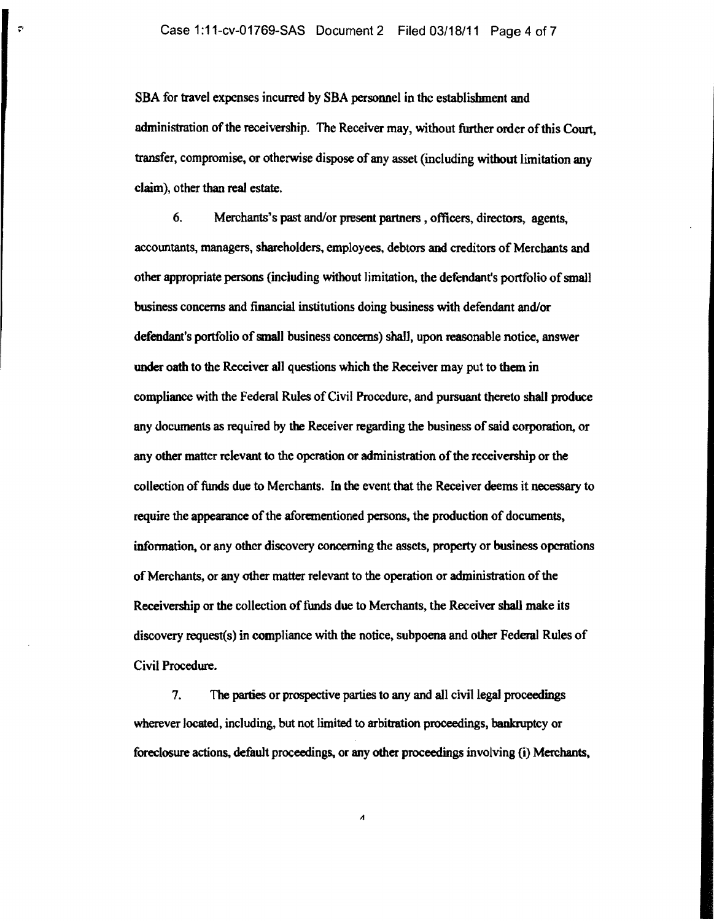SBA for travel expenses incurred by SBA personnel in the establishment and administration of the receivership. The Receiver may, without further order of this Court, transfer, compromise, or otherwise dispose of any asset (including without limitation any claim), other than real estate.

6. Merchants's past and/or present partners , officers, directors, agents, accountants, managers, shareholders, employees, debtors and creditors of Merchants and other appropriate persons (including without limitation, the defendant's portfolio of small business concerns and financial institutions doing business with defendant and/or defendant's portfolio of small business concerns) shall, upon reasonable notice, answer under oath to the Receiver all questions which the Receiver may put to them in compliance with the Federal Rules of Civil Procedure, and pursuant thereto shall produce any documents as required by the Receiver regarding the business of said corporation, or any other matter relevant to the operation or administration of the receivership or the collection of funds due to Merchants. In the event that the Receiver deems it necessary to require the appearance of the aforementioned persons, the production of documents, information, or any other discovery concerning the assets, property or business operations of Merchants, or any other matter relevant to the operation or administration of the Receivership or the collection of funds due to Merchants, the Receiver shall make its discovery request(s) in compliance with the notice, subpoena and other Federal Rules of Civil Procedure.

7. The parties or prospective parties to any and all civil legal proceedings wherever located, including, but not limited to arbitration proceedings, bankruptcy or foreclosure actions, default proceedings, or any other proceedings involving (i) Merchants,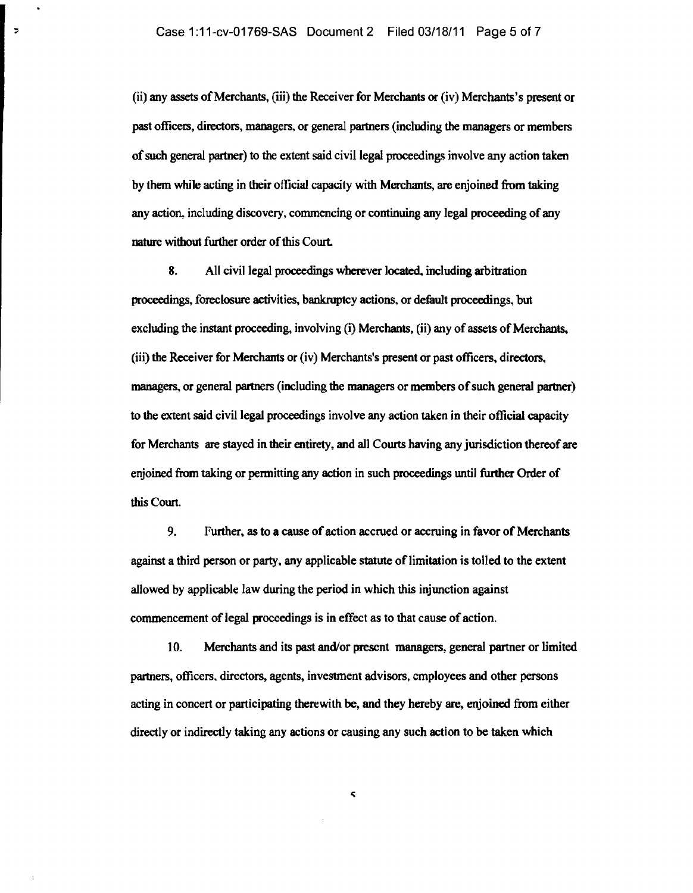(ii) any assets of Merchants, (iii) the Receiver for Merchants or (iv) Merchants's present or past officers, directors, managers, or general partners (including the managers or members of such general partner) to the extent said civil legal proceedings involve any action taken by them while acting in their official capacity with Merchants, are enjoined from taking any action, including discovery, commencing or continuing any legal proceeding of any nature without further order of this Court.

8. All civil legal proceedings wherever located, including arbitration proceedings, foreclosure activities, bankruptcy actions, or default proceedings, but excluding the instant proceeding, involving (i) Merchants, (ii) any of assets of Merchants, (iii) the Receiver for Merchants or (iv) Merchants's present or past officers, directors, managers, or general partners (including the managers or members of such general partner) to the extent said civil legal proceedings involve any action taken in their official capacity for Merchants are stayed in their entirety, and all Courts having any jurisdiction thereof are enjoined from taking or permitting any action in such proceedings until further Order of this Court.

9. Further, as to a cause of action accrued or accruing in favor of Merchants against a third person or party, any applicable statute of limitation is tolled to the extent allowed by applicable law during the period in which this injunction against commencement of legal proceedings is in effect as to that cause of action.

10. Merchants and its past and/or present managers, general partner or limited partners, officers, directors, agents, investment advisors, employees and other persons acting in concert or participating therewith be, and they hereby are, enjoined from either directly or indirectly taking any actions or causing any such action to be taken which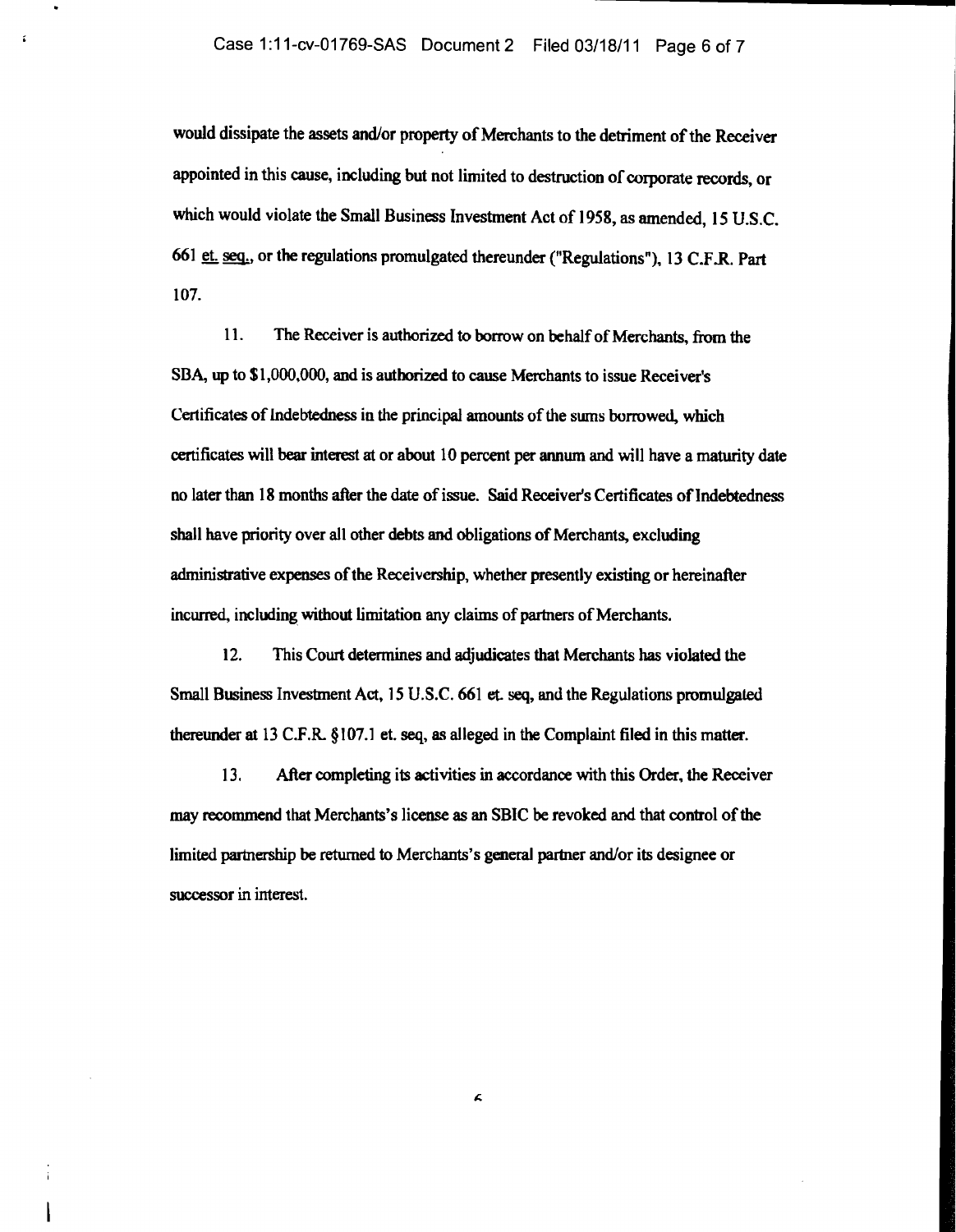would dissipate the assets and/or property of Merchants to the detriment of the Receiver appointed in this cause, including but not limited to destruction of corporate records, or which would violate the Small Business Investment Act of 1958, as amended, 15 U.S.C. 661 et. seq., or the regulations promulgated thereunder ("Regulations"), 13 C.F.R. Part 107.

11. The Receiver is authorized to borrow on behalf of Merchants, from the SBA, up to $1,000,000, and is authorized to cause Merchants to issue Receiver's Certificates of Indebtedness in the principal amounts of the sums borrowed, which certificates will bear interest at or about 10 percent per annum and will have a maturity date no later than 18 months after the date of issue. Said Receiver's Certificates of Indebtedness shall have priority over all other debts and obligations of Merchants, excluding administrative expenses of the Receivership, whether presently existing or hereinafter incurred, including without limitation any claims of partners of Merchants.

12. This Court determines and adjudicates that Merchants has violated the Small Business Investment Act, 15 U.S.C. 661 et. seq, and the Regulations promulgated thereunder at 13 C.F.R. §107.1 et. seq, as alleged in the Complaint filed in this matter.

13. After completing its activities in accordance with this Order, the Receiver may recommend that Merchants's license as an SBIC be revoked and that control of the limited partnership be returned to Merchants's general partner and/or its designee or successor in interest.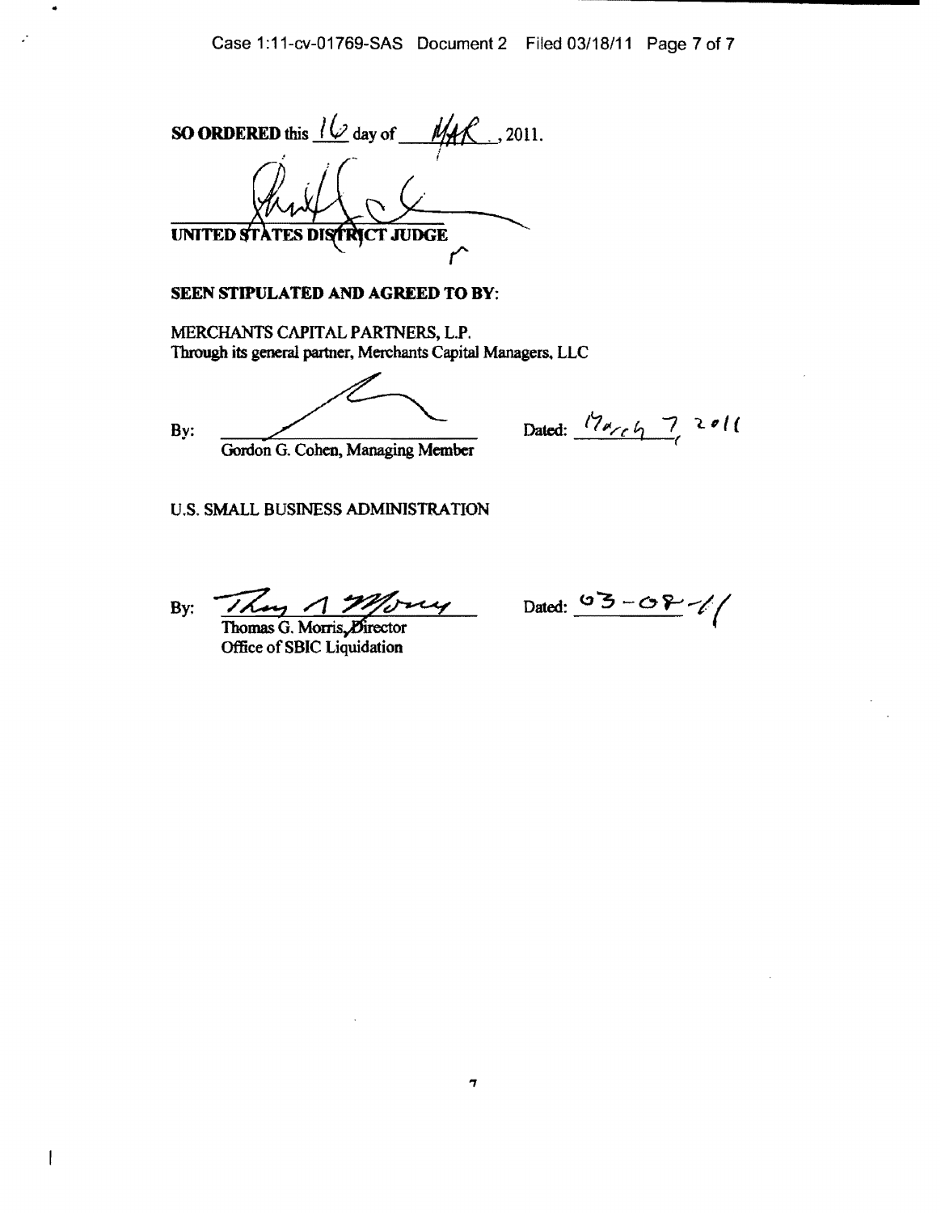**SO ORDERED** this 16 day of MAR, 2011.

UNITED STATES DISTRICT JUDGE

**SEEN STIPULATED AND AGREED TO BY:**

MERCHANTS CAPITAL PARTNERS, L.P.
Through its general partner, Merchants Capital Managers, LLC

By: ______________________________ Dated: March 7, 2011
Gordon G. Cohen, Managing Member

U.S. SMALL BUSINESS ADMINISTRATION

By: ______________________________ Dated: 03-08-11
Thomas G. Morris, Director
Office of SBIC Liquidation